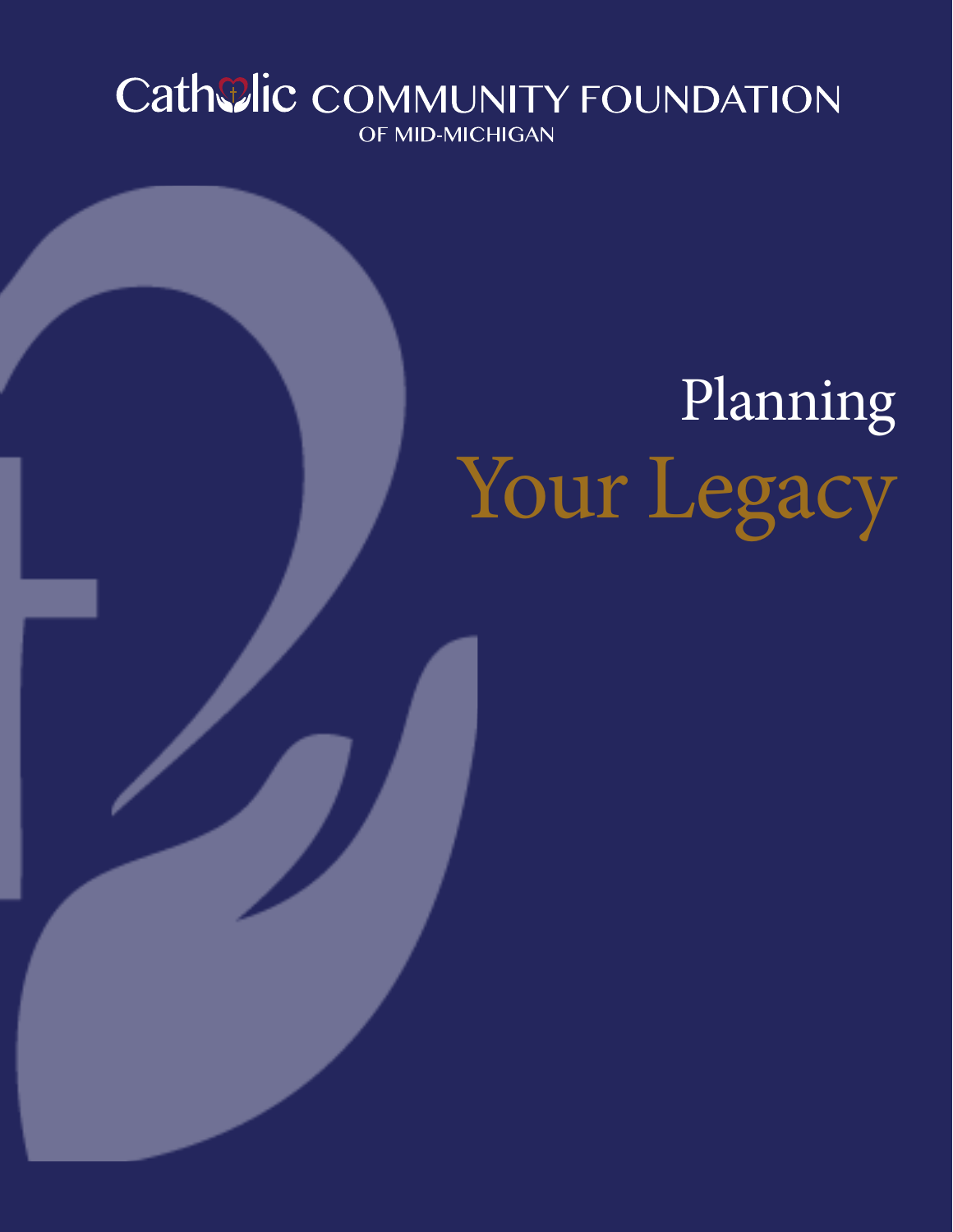Catholic COMMUNITY FOUNDATION
OF MID-MICHIGAN

# Planning Your Legacy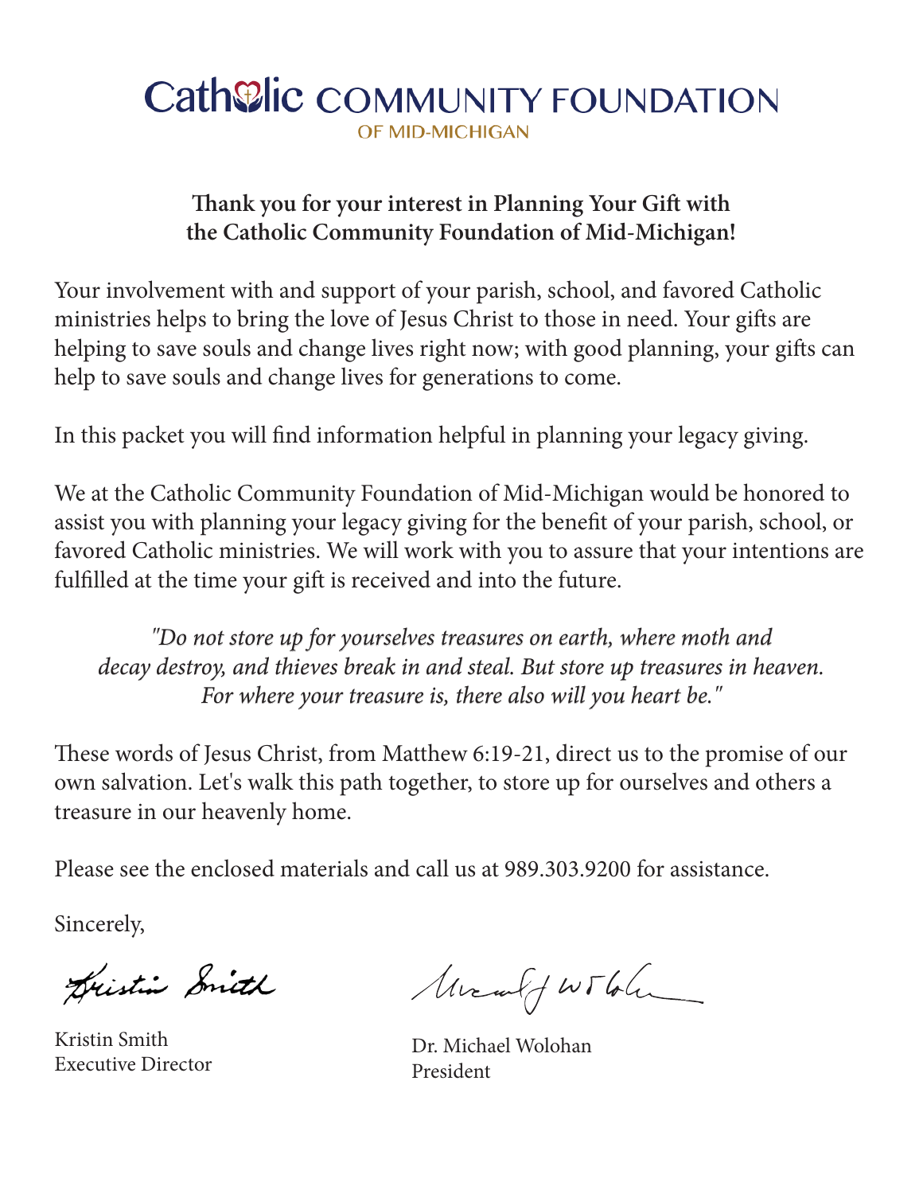# Catholic COMMUNITY FOUNDATION

OF MID-MICHIGAN

**Thank you for your interest in Planning Your Gift with the Catholic Community Foundation of Mid-Michigan!**

Your involvement with and support of your parish, school, and favored Catholic ministries helps to bring the love of Jesus Christ to those in need. Your gifts are helping to save souls and change lives right now; with good planning, your gifts can help to save souls and change lives for generations to come.

In this packet you will find information helpful in planning your legacy giving.

We at the Catholic Community Foundation of Mid-Michigan would be honored to assist you with planning your legacy giving for the benefit of your parish, school, or favored Catholic ministries. We will work with you to assure that your intentions are fulfilled at the time your gift is received and into the future.

*"Do not store up for yourselves treasures on earth, where moth and decay destroy, and thieves break in and steal. But store up treasures in heaven. For where your treasure is, there also will you heart be."*

These words of Jesus Christ, from Matthew 6:19-21, direct us to the promise of our own salvation. Let's walk this path together, to store up for ourselves and others a treasure in our heavenly home.

Please see the enclosed materials and call us at 989.303.9200 for assistance.

Sincerely,

Kristin Smith
Executive Director

Dr. Michael Wolohan
President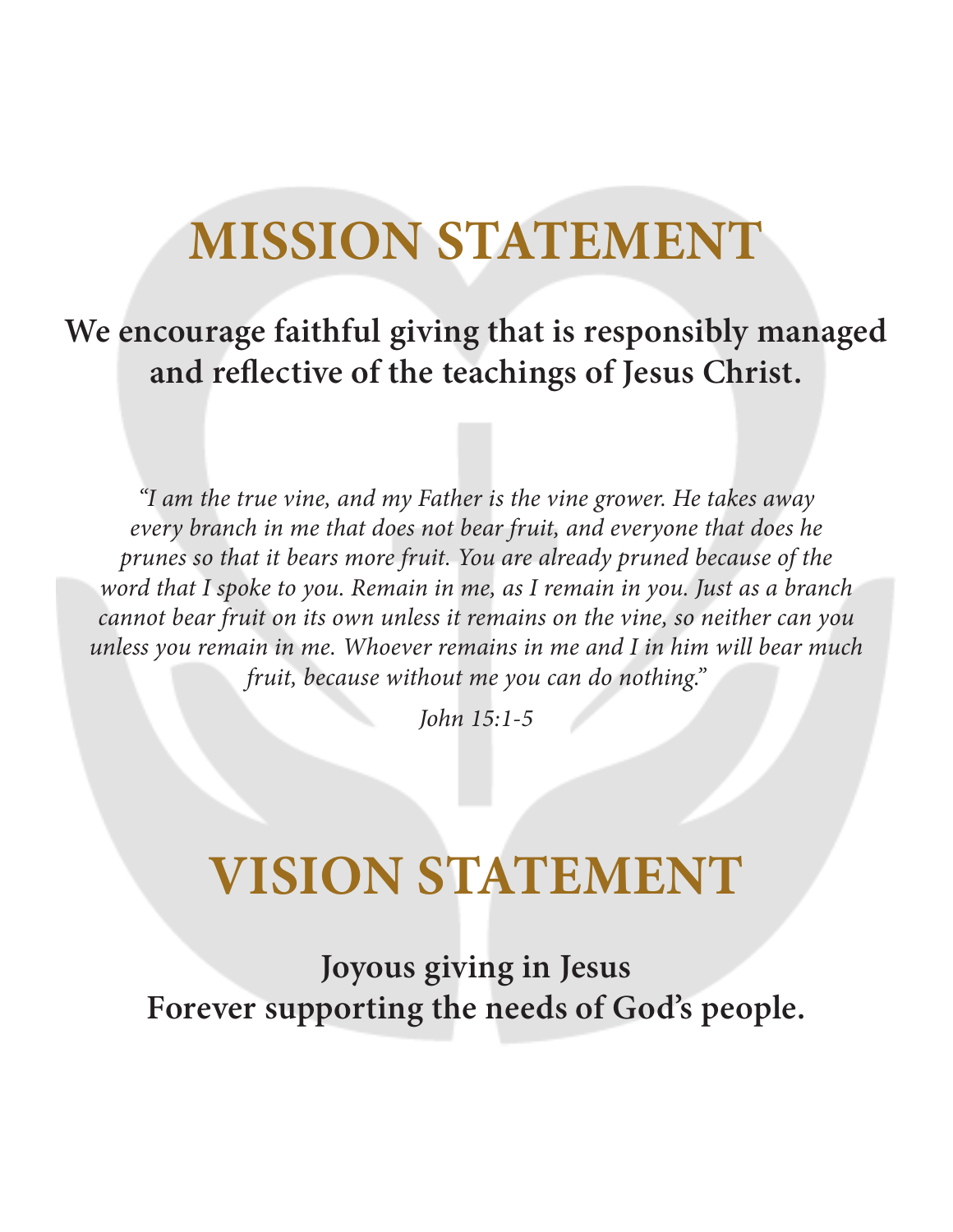# MISSION STATEMENT

**We encourage faithful giving that is responsibly managed and reflective of the teachings of Jesus Christ.**

*"I am the true vine, and my Father is the vine grower. He takes away every branch in me that does not bear fruit, and everyone that does he prunes so that it bears more fruit. You are already pruned because of the word that I spoke to you. Remain in me, as I remain in you. Just as a branch cannot bear fruit on its own unless it remains on the vine, so neither can you unless you remain in me. Whoever remains in me and I in him will bear much fruit, because without me you can do nothing."*

*John 15:1-5*

# VISION STATEMENT

**Joyous giving in Jesus**
**Forever supporting the needs of God's people.**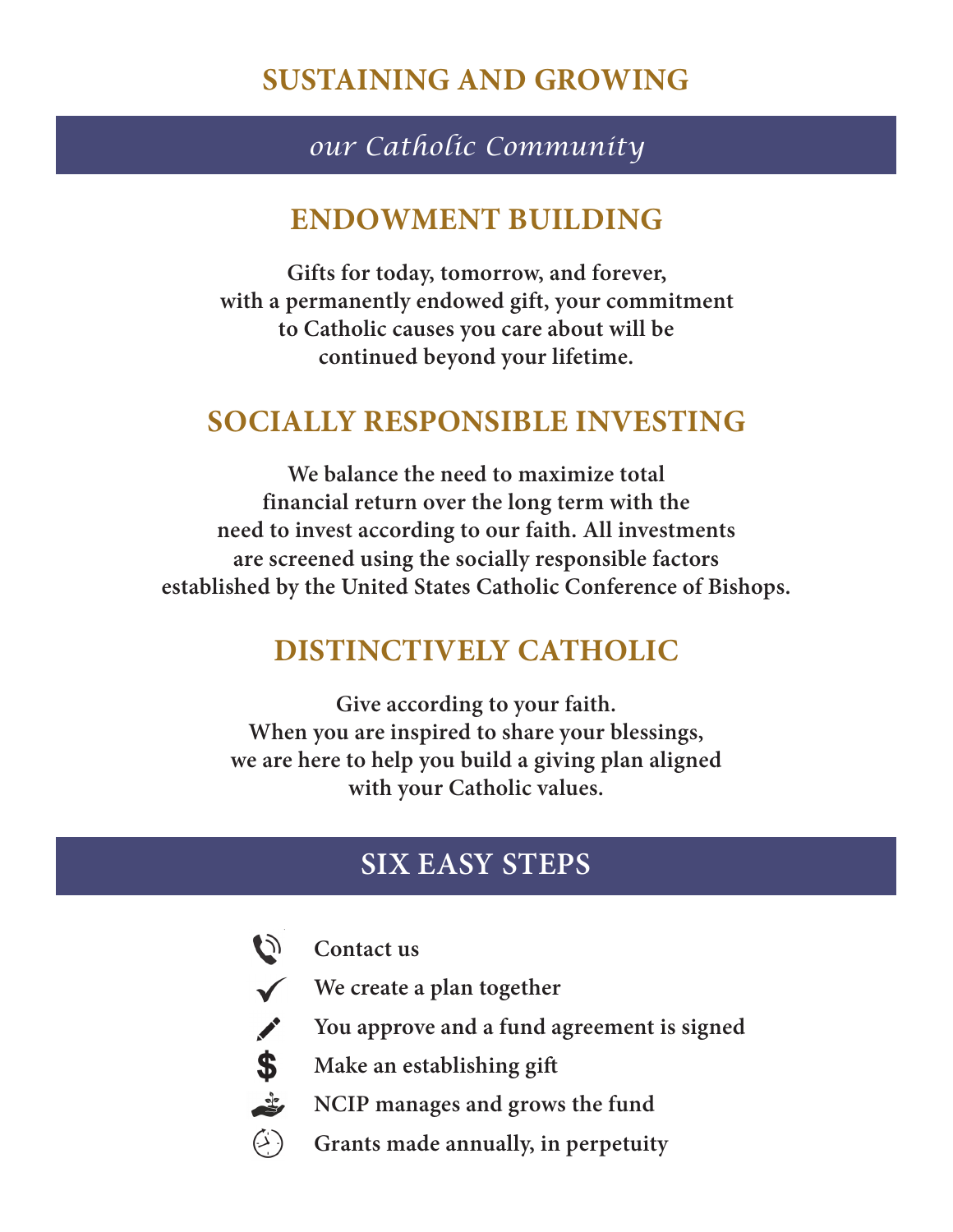# SUSTAINING AND GROWING

*our Catholic Community*

## ENDOWMENT BUILDING

**Gifts for today, tomorrow, and forever, with a permanently endowed gift, your commitment to Catholic causes you care about will be continued beyond your lifetime.**

## SOCIALLY RESPONSIBLE INVESTING

**We balance the need to maximize total financial return over the long term with the need to invest according to our faith. All investments are screened using the socially responsible factors established by the United States Catholic Conference of Bishops.**

## DISTINCTIVELY CATHOLIC

**Give according to your faith. When you are inspired to share your blessings, we are here to help you build a giving plan aligned with your Catholic values.**

## SIX EASY STEPS

- **Contact us**
- **We create a plan together**
- **You approve and a fund agreement is signed**
- **Make an establishing gift**
- **NCIP manages and grows the fund**
- **Grants made annually, in perpetuity**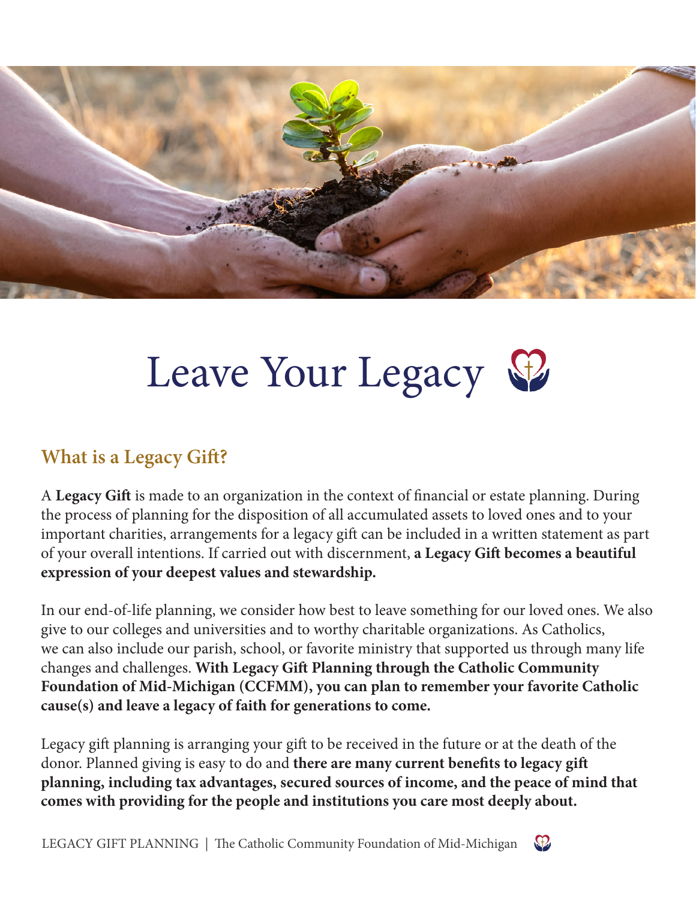# Leave Your Legacy

## What is a Legacy Gift?

A **Legacy Gift** is made to an organization in the context of financial or estate planning. During the process of planning for the disposition of all accumulated assets to loved ones and to your important charities, arrangements for a legacy gift can be included in a written statement as part of your overall intentions. If carried out with discernment, **a Legacy Gift becomes a beautiful expression of your deepest values and stewardship.**

In our end-of-life planning, we consider how best to leave something for our loved ones. We also give to our colleges and universities and to worthy charitable organizations. As Catholics, we can also include our parish, school, or favorite ministry that supported us through many life changes and challenges. **With Legacy Gift Planning through the Catholic Community Foundation of Mid-Michigan (CCFMM), you can plan to remember your favorite Catholic cause(s) and leave a legacy of faith for generations to come.**

Legacy gift planning is arranging your gift to be received in the future or at the death of the donor. Planned giving is easy to do and **there are many current benefits to legacy gift planning, including tax advantages, secured sources of income, and the peace of mind that comes with providing for the people and institutions you care most deeply about.**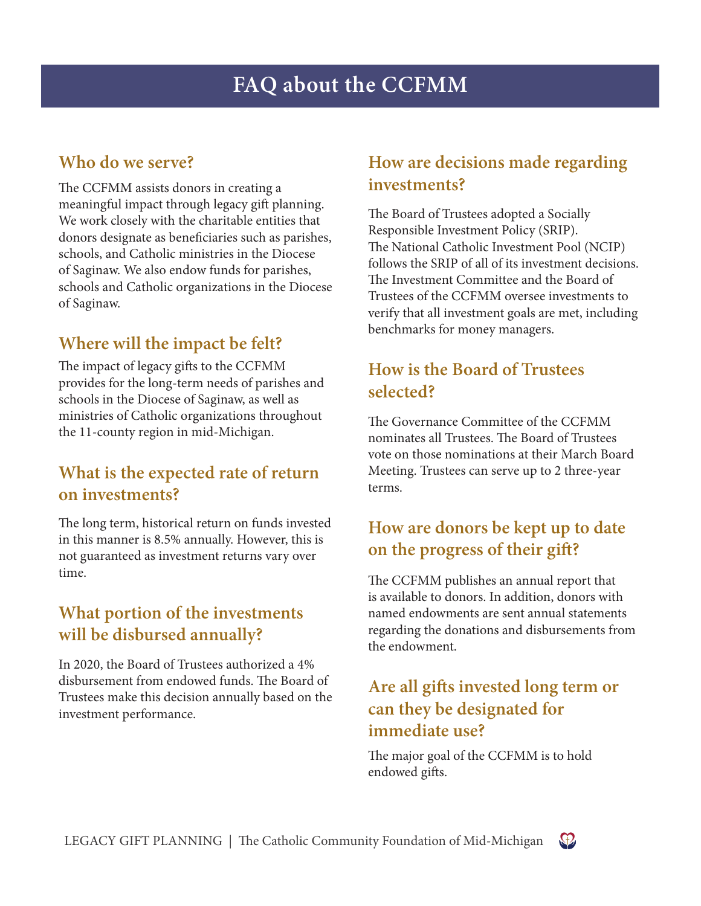# FAQ about the CCFMM

## Who do we serve?

The CCFMM assists donors in creating a meaningful impact through legacy gift planning. We work closely with the charitable entities that donors designate as beneficiaries such as parishes, schools, and Catholic ministries in the Diocese of Saginaw. We also endow funds for parishes, schools and Catholic organizations in the Diocese of Saginaw.

## Where will the impact be felt?

The impact of legacy gifts to the CCFMM provides for the long-term needs of parishes and schools in the Diocese of Saginaw, as well as ministries of Catholic organizations throughout the 11-county region in mid-Michigan.

## What is the expected rate of return on investments?

The long term, historical return on funds invested in this manner is 8.5% annually. However, this is not guaranteed as investment returns vary over time.

## What portion of the investments will be disbursed annually?

In 2020, the Board of Trustees authorized a 4% disbursement from endowed funds. The Board of Trustees make this decision annually based on the investment performance.

## How are decisions made regarding investments?

The Board of Trustees adopted a Socially Responsible Investment Policy (SRIP). The National Catholic Investment Pool (NCIP) follows the SRIP of all of its investment decisions. The Investment Committee and the Board of Trustees of the CCFMM oversee investments to verify that all investment goals are met, including benchmarks for money managers.

## How is the Board of Trustees selected?

The Governance Committee of the CCFMM nominates all Trustees. The Board of Trustees vote on those nominations at their March Board Meeting. Trustees can serve up to 2 three-year terms.

## How are donors be kept up to date on the progress of their gift?

The CCFMM publishes an annual report that is available to donors. In addition, donors with named endowments are sent annual statements regarding the donations and disbursements from the endowment.

## Are all gifts invested long term or can they be designated for immediate use?

The major goal of the CCFMM is to hold endowed gifts.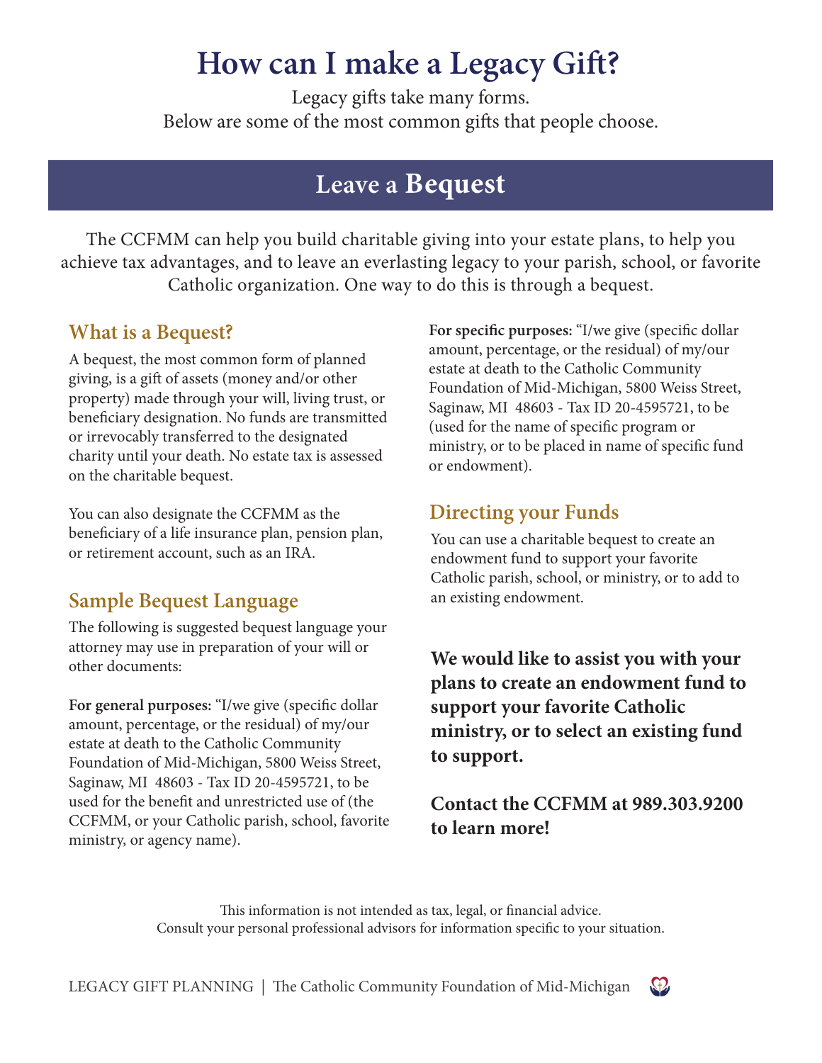# How can I make a Legacy Gift?

Legacy gifts take many forms.
Below are some of the most common gifts that people choose.

## Leave a Bequest

The CCFMM can help you build charitable giving into your estate plans, to help you achieve tax advantages, and to leave an everlasting legacy to your parish, school, or favorite Catholic organization. One way to do this is through a bequest.

### What is a Bequest?

A bequest, the most common form of planned giving, is a gift of assets (money and/or other property) made through your will, living trust, or beneficiary designation. No funds are transmitted or irrevocably transferred to the designated charity until your death. No estate tax is assessed on the charitable bequest.

You can also designate the CCFMM as the beneficiary of a life insurance plan, pension plan, or retirement account, such as an IRA.

### Sample Bequest Language

The following is suggested bequest language your attorney may use in preparation of your will or other documents:

**For general purposes:** "I/we give (specific dollar amount, percentage, or the residual) of my/our estate at death to the Catholic Community Foundation of Mid-Michigan, 5800 Weiss Street, Saginaw, MI 48603 - Tax ID 20-4595721, to be used for the benefit and unrestricted use of (the CCFMM, or your Catholic parish, school, favorite ministry, or agency name).

**For specific purposes:** "I/we give (specific dollar amount, percentage, or the residual) of my/our estate at death to the Catholic Community Foundation of Mid-Michigan, 5800 Weiss Street, Saginaw, MI 48603 - Tax ID 20-4595721, to be (used for the name of specific program or ministry, or to be placed in name of specific fund or endowment).

### Directing your Funds

You can use a charitable bequest to create an endowment fund to support your favorite Catholic parish, school, or ministry, or to add to an existing endowment.

**We would like to assist you with your plans to create an endowment fund to support your favorite Catholic ministry, or to select an existing fund to support.**

**Contact the CCFMM at 989.303.9200 to learn more!**

This information is not intended as tax, legal, or financial advice.
Consult your personal professional advisors for information specific to your situation.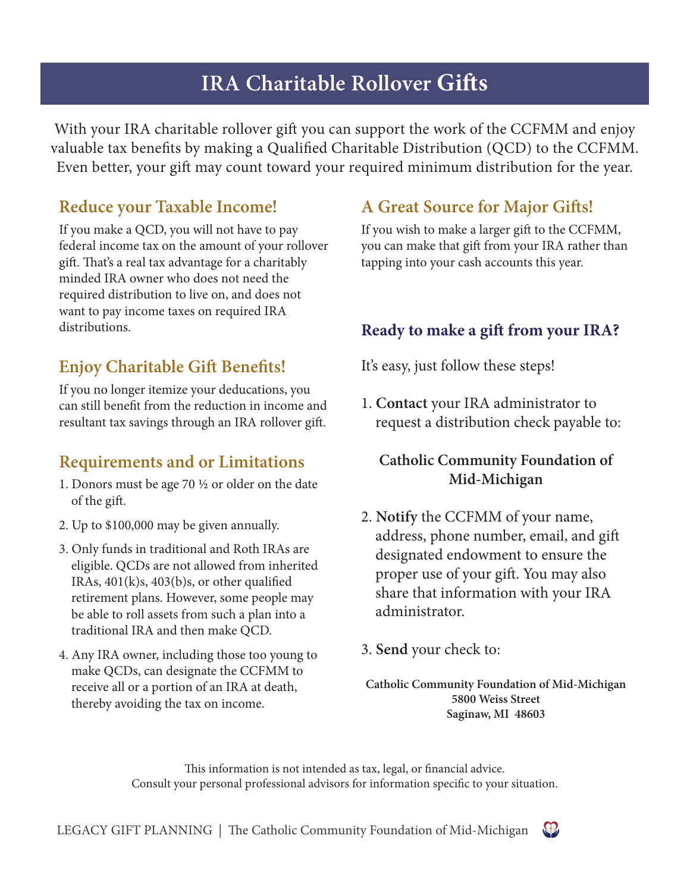# IRA Charitable Rollover Gifts

With your IRA charitable rollover gift you can support the work of the CCFMM and enjoy valuable tax benefits by making a Qualified Charitable Distribution (QCD) to the CCFMM. Even better, your gift may count toward your required minimum distribution for the year.

## Reduce your Taxable Income!

If you make a QCD, you will not have to pay federal income tax on the amount of your rollover gift. That's a real tax advantage for a charitably minded IRA owner who does not need the required distribution to live on, and does not want to pay income taxes on required IRA distributions.

## Enjoy Charitable Gift Benefits!

If you no longer itemize your deducations, you can still benefit from the reduction in income and resultant tax savings through an IRA rollover gift.

## Requirements and or Limitations

1. Donors must be age 70 ½ or older on the date of the gift.
2. Up to $100,000 may be given annually.
3. Only funds in traditional and Roth IRAs are eligible. QCDs are not allowed from inherited IRAs, 401(k)s, 403(b)s, or other qualified retirement plans. However, some people may be able to roll assets from such a plan into a traditional IRA and then make QCD.
4. Any IRA owner, including those too young to make QCDs, can designate the CCFMM to receive all or a portion of an IRA at death, thereby avoiding the tax on income.

## A Great Source for Major Gifts!

If you wish to make a larger gift to the CCFMM, you can make that gift from your IRA rather than tapping into your cash accounts this year.

## Ready to make a gift from your IRA?

It's easy, just follow these steps!

1. **Contact** your IRA administrator to request a distribution check payable to:

   **Catholic Community Foundation of Mid-Michigan**

2. **Notify** the CCFMM of your name, address, phone number, email, and gift designated endowment to ensure the proper use of your gift. You may also share that information with your IRA administrator.
3. **Send** your check to:

   **Catholic Community Foundation of Mid-Michigan**
   **5800 Weiss Street**
   **Saginaw, MI 48603**

This information is not intended as tax, legal, or financial advice.
Consult your personal professional advisors for information specific to your situation.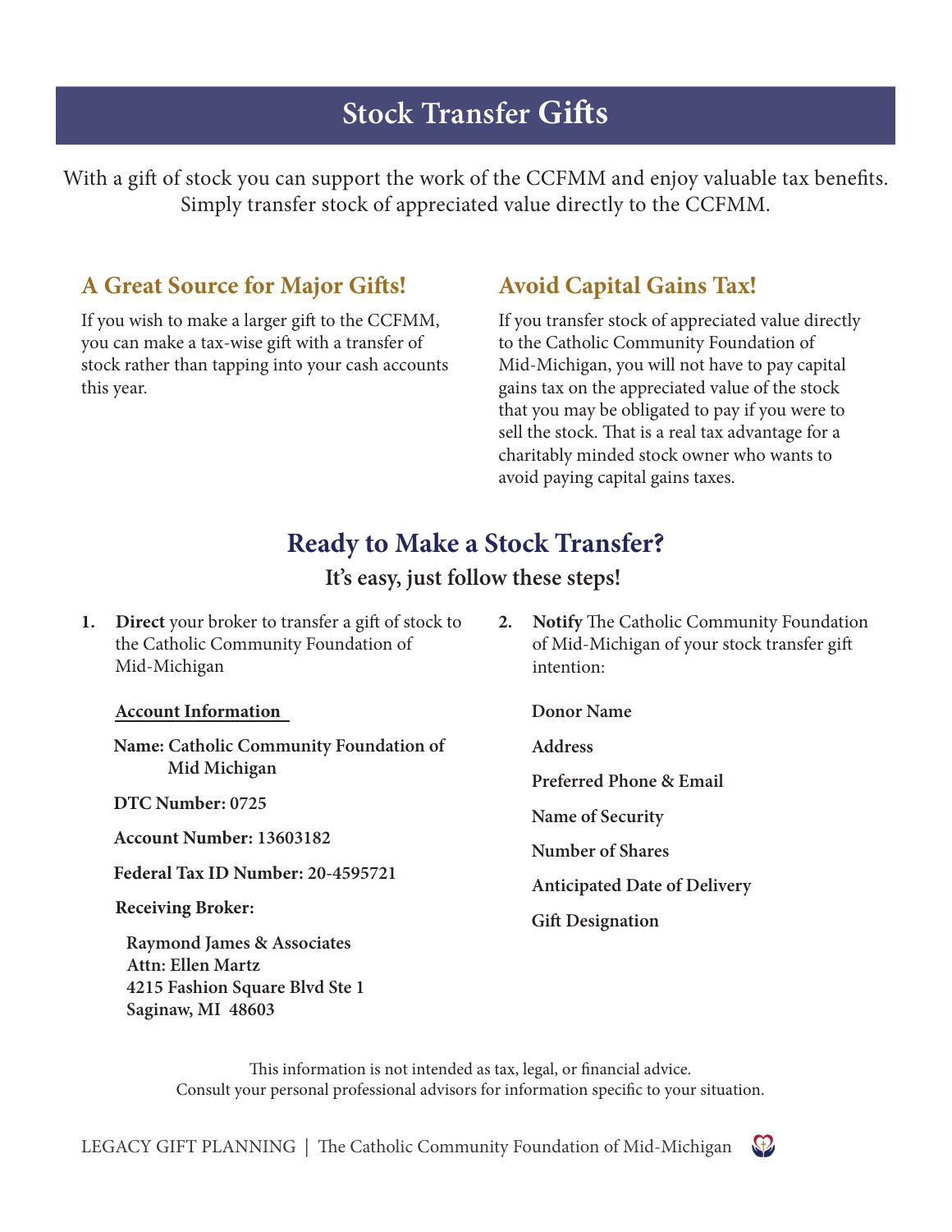# Stock Transfer Gifts

With a gift of stock you can support the work of the CCFMM and enjoy valuable tax benefits. Simply transfer stock of appreciated value directly to the CCFMM.

## A Great Source for Major Gifts!

If you wish to make a larger gift to the CCFMM, you can make a tax-wise gift with a transfer of stock rather than tapping into your cash accounts this year.

## Avoid Capital Gains Tax!

If you transfer stock of appreciated value directly to the Catholic Community Foundation of Mid-Michigan, you will not have to pay capital gains tax on the appreciated value of the stock that you may be obligated to pay if you were to sell the stock. That is a real tax advantage for a charitably minded stock owner who wants to avoid paying capital gains taxes.

## Ready to Make a Stock Transfer?

### It's easy, just follow these steps!

1. **Direct** your broker to transfer a gift of stock to the Catholic Community Foundation of Mid-Michigan

   **Account Information**

   **Name: Catholic Community Foundation of Mid Michigan**

   **DTC Number: 0725**

   **Account Number: 13603182**

   **Federal Tax ID Number: 20-4595721**

   **Receiving Broker:**

   **Raymond James & Associates**
   **Attn: Ellen Martz**
   **4215 Fashion Square Blvd Ste 1**
   **Saginaw, MI 48603**

2. **Notify** The Catholic Community Foundation of Mid-Michigan of your stock transfer gift intention:

   **Donor Name**

   **Address**

   **Preferred Phone & Email**

   **Name of Security**

   **Number of Shares**

   **Anticipated Date of Delivery**

   **Gift Designation**

This information is not intended as tax, legal, or financial advice.
Consult your personal professional advisors for information specific to your situation.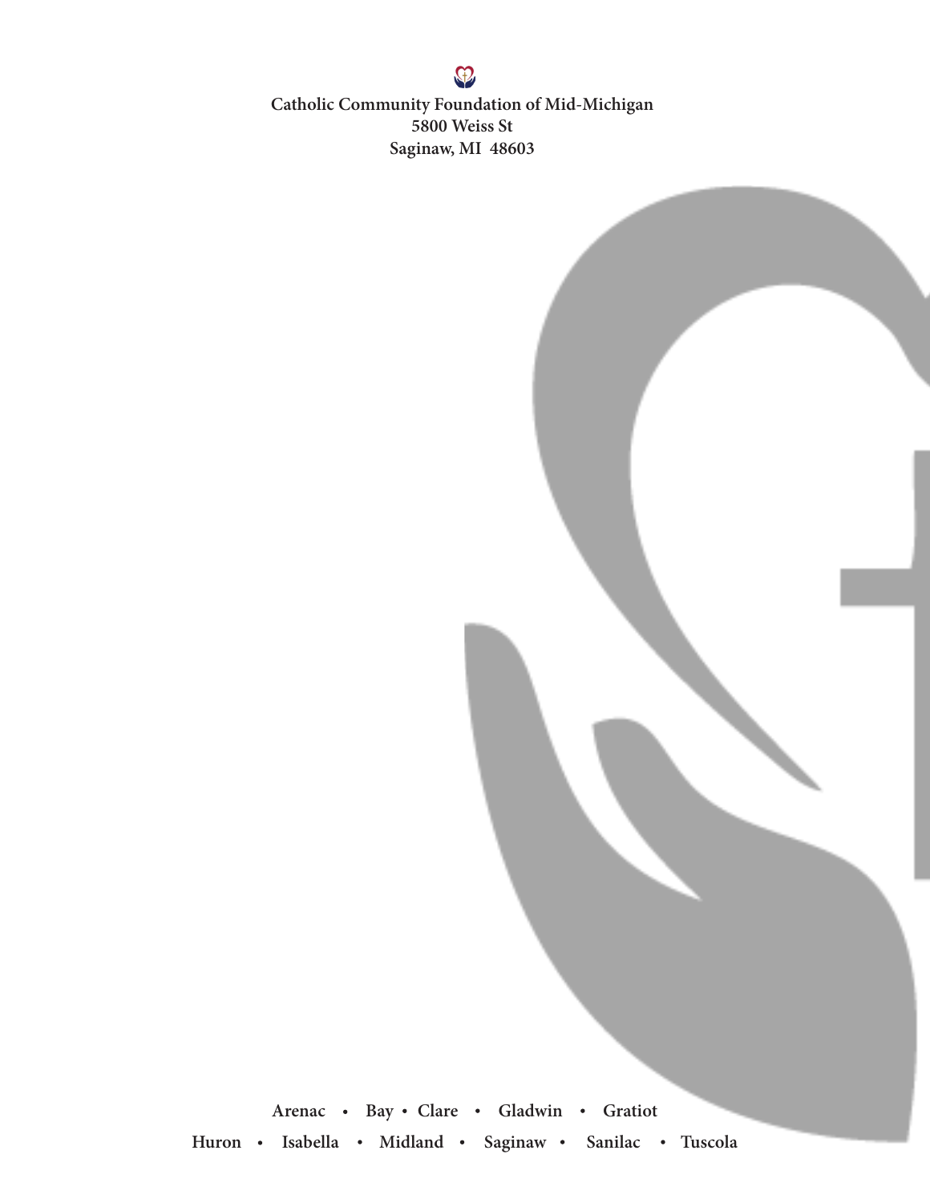**Catholic Community Foundation of Mid-Michigan**
**5800 Weiss St**
**Saginaw, MI 48603**

**Arenac • Bay • Clare • Gladwin • Gratiot**
**Huron • Isabella • Midland • Saginaw • Sanilac • Tuscola**